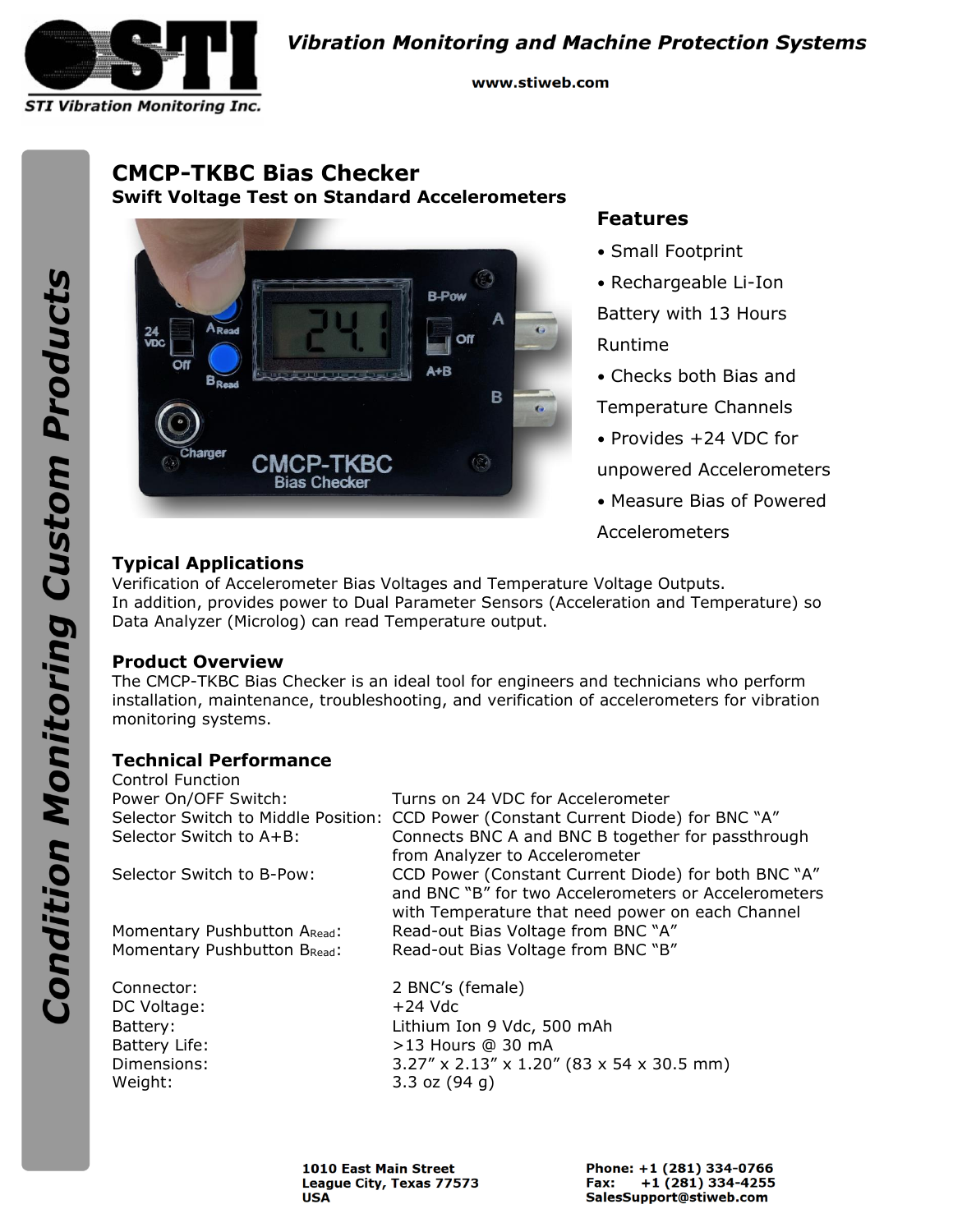# CMCP-TKBC Bias Checker

**Swift Voltage Test on Standard Accelerometers**

## Features

- Small Footprint
- Rechargeable Li-Ion Battery with 13 Hours Runtime
- Checks both Bias and Temperature Channels
- Provides +24 VDC for unpowered Accelerometers
- Measure Bias of Powered Accelerometers

## Typical Applications

Verification of Accelerometer Bias Voltages and Temperature Voltage Outputs.
In addition, provides power to Dual Parameter Sensors (Acceleration and Temperature) so Data Analyzer (Microlog) can read Temperature output.

## Product Overview

The CMCP-TKBC Bias Checker is an ideal tool for engineers and technicians who perform installation, maintenance, troubleshooting, and verification of accelerometers for vibration monitoring systems.

## Technical Performance

Control Function

| | |
|---|---|
| Power On/OFF Switch: | Turns on 24 VDC for Accelerometer |
| Selector Switch to Middle Position: | CCD Power (Constant Current Diode) for BNC "A" |
| Selector Switch to A+B: | Connects BNC A and BNC B together for passthrough from Analyzer to Accelerometer |
| Selector Switch to B-Pow: | CCD Power (Constant Current Diode) for both BNC "A" and BNC "B" for two Accelerometers or Accelerometers with Temperature that need power on each Channel |
| Momentary Pushbutton $A_{Read}$: | Read-out Bias Voltage from BNC "A" |
| Momentary Pushbutton $B_{Read}$: | Read-out Bias Voltage from BNC "B" |

| | |
|---|---|
| Connector: | 2 BNC's (female) |
| DC Voltage: | +24 Vdc |
| Battery: | Lithium Ion 9 Vdc, 500 mAh |
| Battery Life: | >13 Hours @ 30 mA |
| Dimensions: | 3.27" x 2.13" x 1.20" (83 x 54 x 30.5 mm) |
| Weight: | 3.3 oz (94 g) |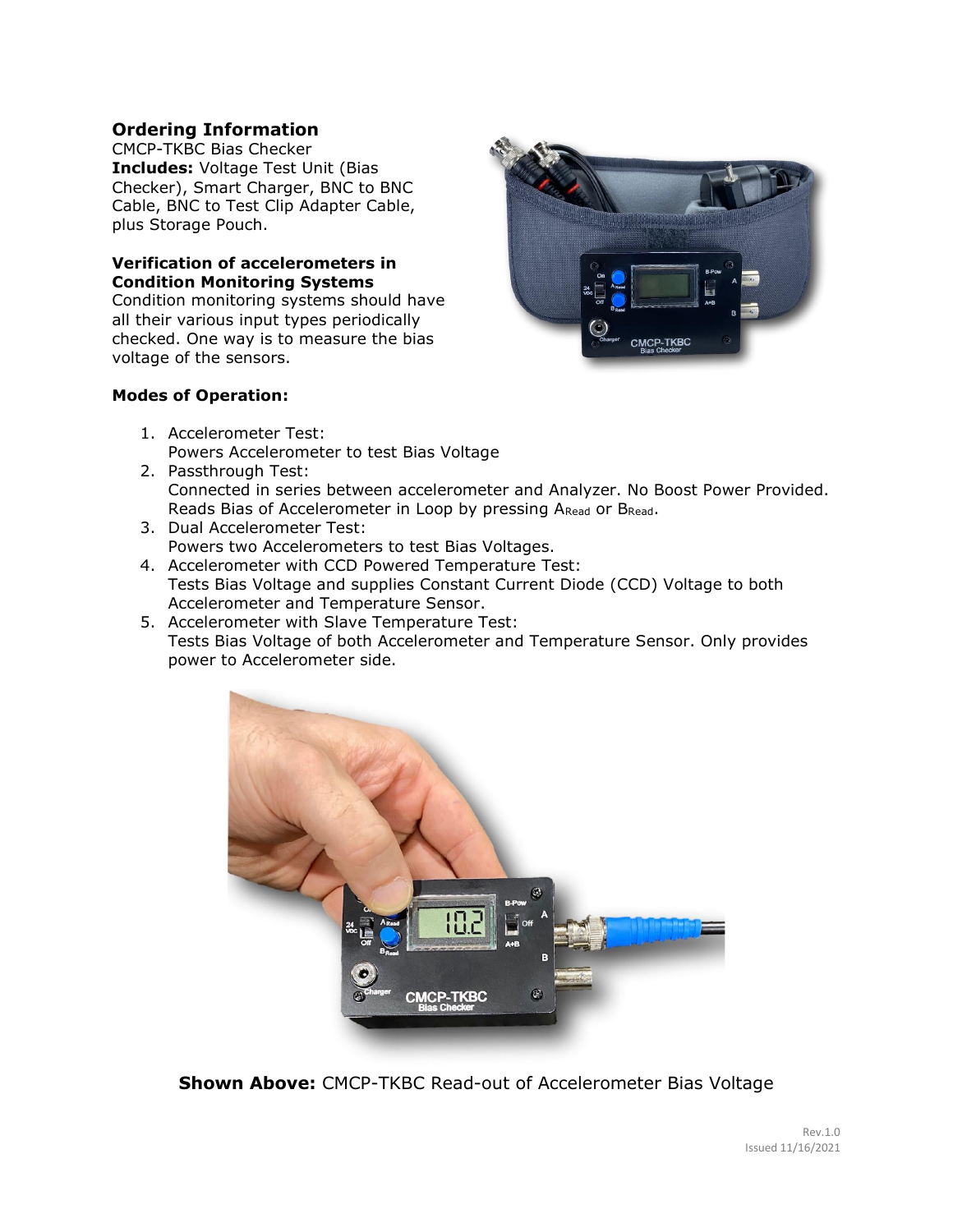## Ordering Information

CMCP-TKBC Bias Checker

**Includes:** Voltage Test Unit (Bias Checker), Smart Charger, BNC to BNC Cable, BNC to Test Clip Adapter Cable, plus Storage Pouch.

### Verification of accelerometers in Condition Monitoring Systems

Condition monitoring systems should have all their various input types periodically checked. One way is to measure the bias voltage of the sensors.

### Modes of Operation:

1. Accelerometer Test:
   Powers Accelerometer to test Bias Voltage
2. Passthrough Test:
   Connected in series between accelerometer and Analyzer. No Boost Power Provided. Reads Bias of Accelerometer in Loop by pressing $A_{Read}$ or $B_{Read}$.
3. Dual Accelerometer Test:
   Powers two Accelerometers to test Bias Voltages.
4. Accelerometer with CCD Powered Temperature Test:
   Tests Bias Voltage and supplies Constant Current Diode (CCD) Voltage to both Accelerometer and Temperature Sensor.
5. Accelerometer with Slave Temperature Test:
   Tests Bias Voltage of both Accelerometer and Temperature Sensor. Only provides power to Accelerometer side.

**Shown Above:** CMCP-TKBC Read-out of Accelerometer Bias Voltage

Rev.1.0
Issued 11/16/2021